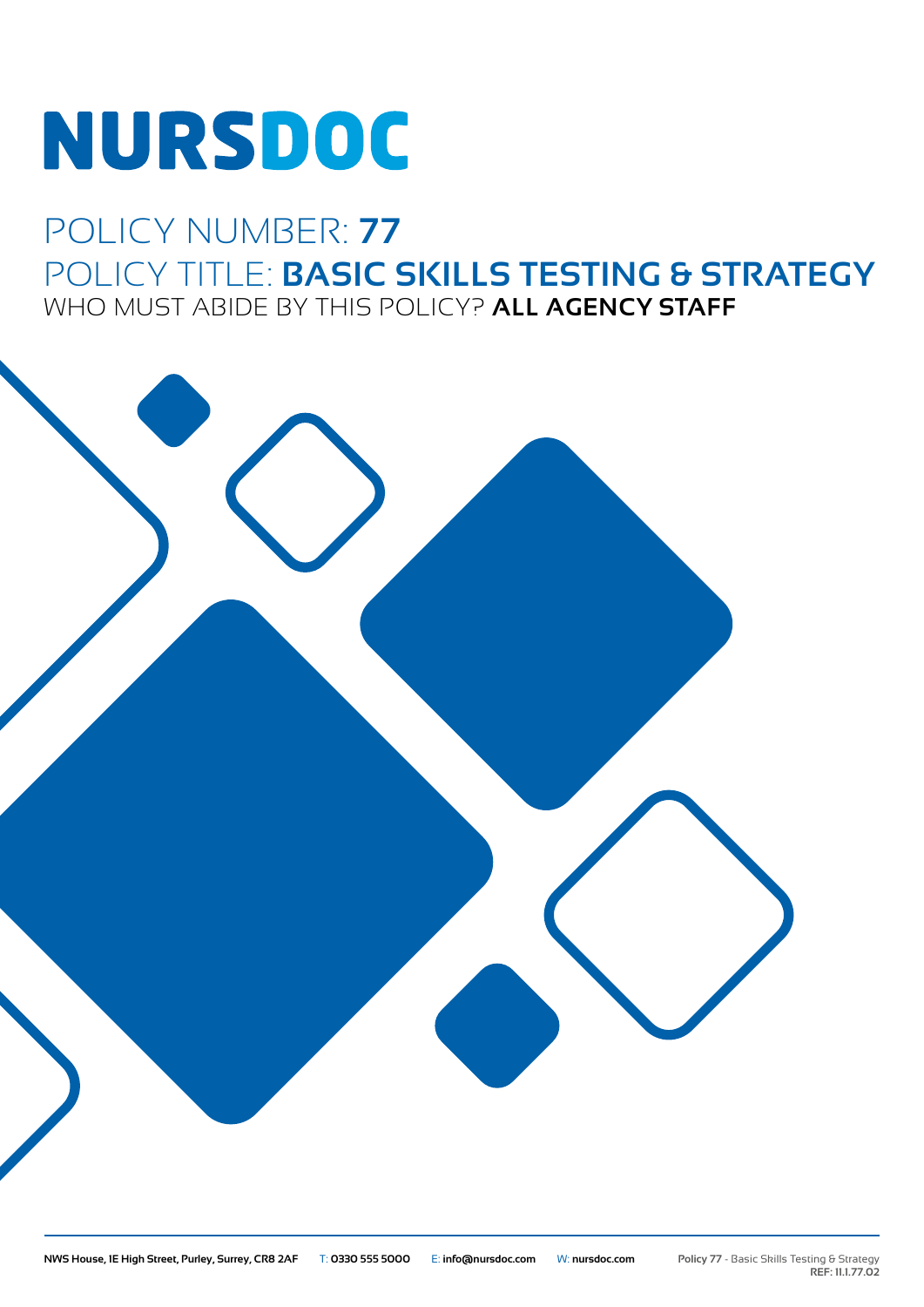# NURSDOC

## POLICY NUMBER: **77**

## POLICY TITLE: **BASIC SKILLS TESTING & STRATEGY**

WHO MUST ABIDE BY THIS POLICY? **ALL AGENCY STAFF**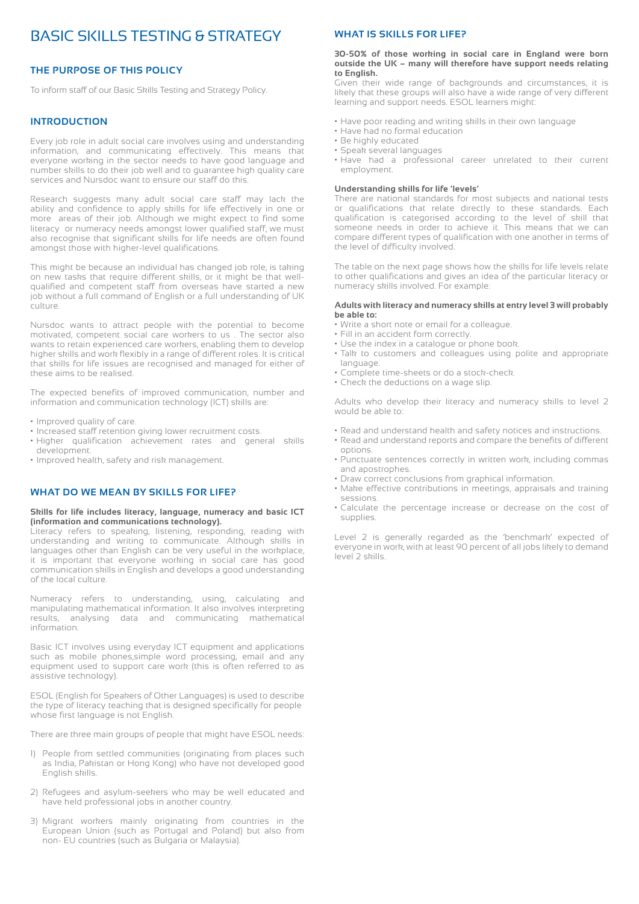# BASIC SKILLS TESTING & STRATEGY

## THE PURPOSE OF THIS POLICY

To inform staff of our Basic Skills Testing and Strategy Policy.

## INTRODUCTION

Every job role in adult social care involves using and understanding information, and communicating effectively. This means that everyone working in the sector needs to have good language and number skills to do their job well and to guarantee high quality care services and Nursdoc want to ensure our staff do this.

Research suggests many adult social care staff may lack the ability and confidence to apply skills for life effectively in one or more areas of their job. Although we might expect to find some literacy or numeracy needs amongst lower qualified staff, we must also recognise that significant skills for life needs are often found amongst those with higher-level qualifications.

This might be because an individual has changed job role, is taking on new tasks that require different skills, or it might be that well-qualified and competent staff from overseas have started a new job without a full command of English or a full understanding of UK culture.

Nursdoc wants to attract people with the potential to become motivated, competent social care workers to us . The sector also wants to retain experienced care workers, enabling them to develop higher skills and work flexibly in a range of different roles. It is critical that skills for life issues are recognised and managed for either of these aims to be realised.

The expected benefits of improved communication, number and information and communication technology (ICT) skills are:

- Improved quality of care.
- Increased staff retention giving lower recruitment costs.
- Higher qualification achievement rates and general skills development.
- Improved health, safety and risk management.

## WHAT DO WE MEAN BY SKILLS FOR LIFE?

**Skills for life includes literacy, language, numeracy and basic ICT (information and communications technology).**

Literacy refers to speaking, listening, responding, reading with understanding and writing to communicate. Although skills in languages other than English can be very useful in the workplace, it is important that everyone working in social care has good communication skills in English and develops a good understanding of the local culture.

Numeracy refers to understanding, using, calculating and manipulating mathematical information. It also involves interpreting results, analysing data and communicating mathematical information.

Basic ICT involves using everyday ICT equipment and applications such as mobile phones,simple word processing, email and any equipment used to support care work (this is often referred to as assistive technology).

ESOL (English for Speakers of Other Languages) is used to describe the type of literacy teaching that is designed specifically for people whose first language is not English.

There are three main groups of people that might have ESOL needs:

1) People from settled communities (originating from places such as India, Pakistan or Hong Kong) who have not developed good English skills.

2) Refugees and asylum-seekers who may be well educated and have held professional jobs in another country.

3) Migrant workers mainly originating from countries in the European Union (such as Portugal and Poland) but also from non- EU countries (such as Bulgaria or Malaysia).

## WHAT IS SKILLS FOR LIFE?

**30-50% of those working in social care in England were born outside the UK – many will therefore have support needs relating to English.**

Given their wide range of backgrounds and circumstances, it is likely that these groups will also have a wide range of very different learning and support needs. ESOL learners might:

- Have poor reading and writing skills in their own language
- Have had no formal education
- Be highly educated
- Speak several languages
- Have had a professional career unrelated to their current employment.

**Understanding skills for life 'levels'**

There are national standards for most subjects and national tests or qualifications that relate directly to these standards. Each qualification is categorised according to the level of skill that someone needs in order to achieve it. This means that we can compare different types of qualification with one another in terms of the level of difficulty involved.

The table on the next page shows how the skills for life levels relate to other qualifications and gives an idea of the particular literacy or numeracy skills involved. For example:

**Adults with literacy and numeracy skills at entry level 3 will probably be able to:**

- Write a short note or email for a colleague.
- Fill in an accident form correctly.
- Use the index in a catalogue or phone book.
- Talk to customers and colleagues using polite and appropriate language.
- Complete time-sheets or do a stock-check.
- Check the deductions on a wage slip.

Adults who develop their literacy and numeracy skills to level 2 would be able to:

- Read and understand health and safety notices and instructions.
- Read and understand reports and compare the benefits of different options.
- Punctuate sentences correctly in written work, including commas and apostrophes.
- Draw correct conclusions from graphical information.
- Make effective contributions in meetings, appraisals and training sessions.
- Calculate the percentage increase or decrease on the cost of supplies.

Level 2 is generally regarded as the 'benchmark' expected of everyone in work, with at least 90 percent of all jobs likely to demand level 2 skills.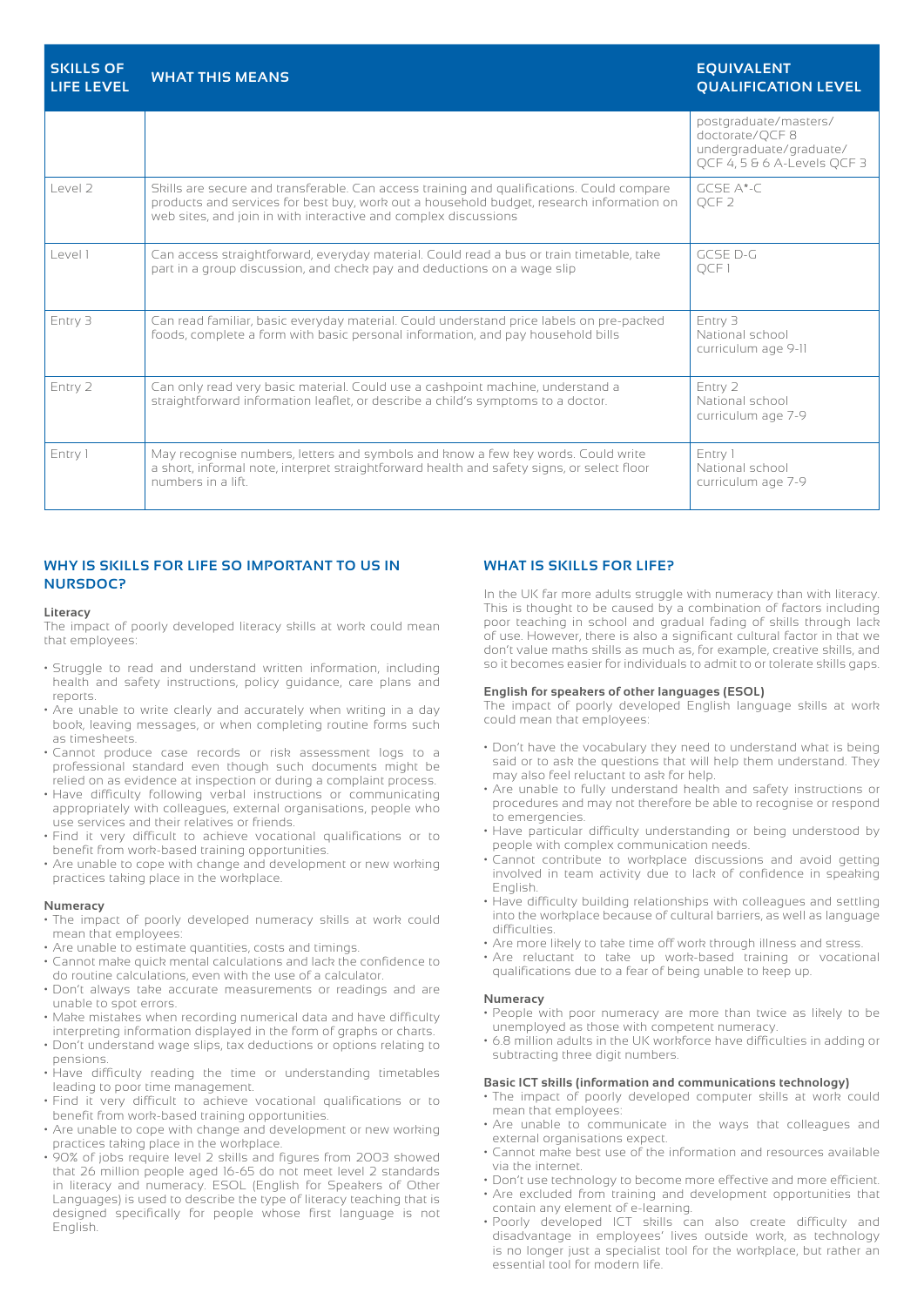| SKILLS OF LIFE LEVEL | WHAT THIS MEANS | EQUIVALENT QUALIFICATION LEVEL |
|---|---|---|
| | | postgraduate/masters/ doctorate/QCF 8 undergraduate/graduate/ QCF 4, 5 & 6 A-Levels QCF 3 |
| Level 2 | Skills are secure and transferable. Can access training and qualifications. Could compare products and services for best buy, work out a household budget, research information on web sites, and join in with interactive and complex discussions | GCSE A*-C QCF 2 |
| Level 1 | Can access straightforward, everyday material. Could read a bus or train timetable, take part in a group discussion, and check pay and deductions on a wage slip | GCSE D-G QCF 1 |
| Entry 3 | Can read familiar, basic everyday material. Could understand price labels on pre-packed foods, complete a form with basic personal information, and pay household bills | Entry 3 National school curriculum age 9-11 |
| Entry 2 | Can only read very basic material. Could use a cashpoint machine, understand a straightforward information leaflet, or describe a child's symptoms to a doctor. | Entry 2 National school curriculum age 7-9 |
| Entry 1 | May recognise numbers, letters and symbols and know a few key words. Could write a short, informal note, interpret straightforward health and safety signs, or select floor numbers in a lift. | Entry 1 National school curriculum age 7-9 |

## WHY IS SKILLS FOR LIFE SO IMPORTANT TO US IN NURSDOC?

**Literacy**

The impact of poorly developed literacy skills at work could mean that employees:

- Struggle to read and understand written information, including health and safety instructions, policy guidance, care plans and reports.
- Are unable to write clearly and accurately when writing in a day book, leaving messages, or when completing routine forms such as timesheets.
- Cannot produce case records or risk assessment logs to a professional standard even though such documents might be relied on as evidence at inspection or during a complaint process.
- Have difficulty following verbal instructions or communicating appropriately with colleagues, external organisations, people who use services and their relatives or friends.
- Find it very difficult to achieve vocational qualifications or to benefit from work-based training opportunities.
- Are unable to cope with change and development or new working practices taking place in the workplace.

**Numeracy**

- The impact of poorly developed numeracy skills at work could mean that employees:
- Are unable to estimate quantities, costs and timings.
- Cannot make quick mental calculations and lack the confidence to do routine calculations, even with the use of a calculator.
- Don't always take accurate measurements or readings and are unable to spot errors.
- Make mistakes when recording numerical data and have difficulty interpreting information displayed in the form of graphs or charts.
- Don't understand wage slips, tax deductions or options relating to pensions.
- Have difficulty reading the time or understanding timetables leading to poor time management.
- Find it very difficult to achieve vocational qualifications or to benefit from work-based training opportunities.
- Are unable to cope with change and development or new working practices taking place in the workplace.
- 90% of jobs require level 2 skills and figures from 2003 showed that 26 million people aged 16-65 do not meet level 2 standards in literacy and numeracy. ESOL (English for Speakers of Other Languages) is used to describe the type of literacy teaching that is designed specifically for people whose first language is not English.

## WHAT IS SKILLS FOR LIFE?

In the UK far more adults struggle with numeracy than with literacy. This is thought to be caused by a combination of factors including poor teaching in school and gradual fading of skills through lack of use. However, there is also a significant cultural factor in that we don't value maths skills as much as, for example, creative skills, and so it becomes easier for individuals to admit to or tolerate skills gaps.

**English for speakers of other languages (ESOL)**

The impact of poorly developed English language skills at work could mean that employees:

- Don't have the vocabulary they need to understand what is being said or to ask the questions that will help them understand. They may also feel reluctant to ask for help.
- Are unable to fully understand health and safety instructions or procedures and may not therefore be able to recognise or respond to emergencies.
- Have particular difficulty understanding or being understood by people with complex communication needs.
- Cannot contribute to workplace discussions and avoid getting involved in team activity due to lack of confidence in speaking English.
- Have difficulty building relationships with colleagues and settling into the workplace because of cultural barriers, as well as language difficulties.
- Are more likely to take time off work through illness and stress.
- Are reluctant to take up work-based training or vocational qualifications due to a fear of being unable to keep up.

**Numeracy**

- People with poor numeracy are more than twice as likely to be unemployed as those with competent numeracy.
- 6.8 million adults in the UK workforce have difficulties in adding or subtracting three digit numbers.

**Basic ICT skills (information and communications technology)**

- The impact of poorly developed computer skills at work could mean that employees:
- Are unable to communicate in the ways that colleagues and external organisations expect.
- Cannot make best use of the information and resources available via the internet.
- Don't use technology to become more effective and more efficient.
- Are excluded from training and development opportunities that contain any element of e-learning.
- Poorly developed ICT skills can also create difficulty and disadvantage in employees' lives outside work, as technology is no longer just a specialist tool for the workplace, but rather an essential tool for modern life.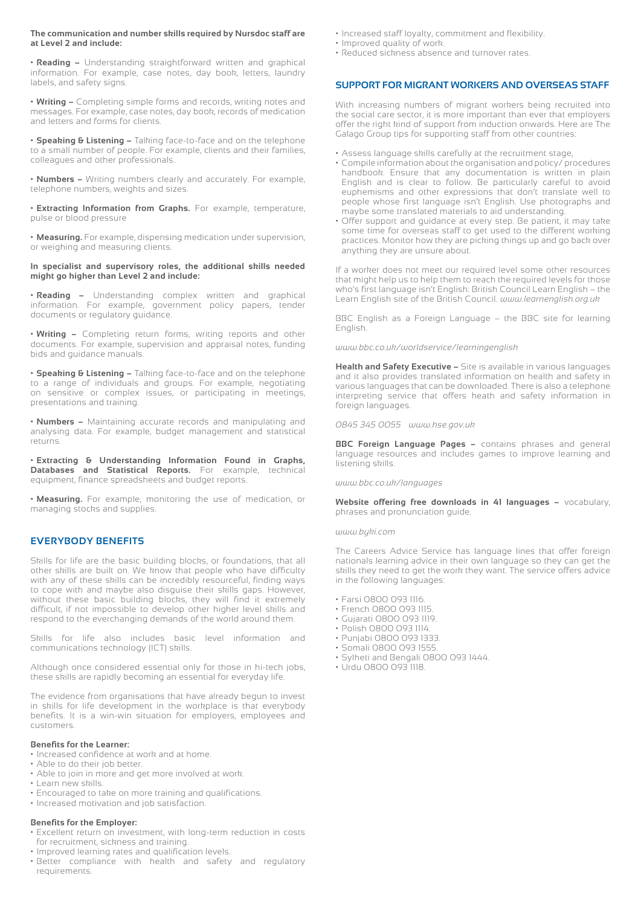**The communication and number skills required by Nursdoc staff are at Level 2 and include:**

- **Reading –** Understanding straightforward written and graphical information. For example, case notes, day book, letters, laundry labels, and safety signs.

- **Writing –** Completing simple forms and records, writing notes and messages. For example, case notes, day book, records of medication and letters and forms for clients.

- **Speaking & Listening –** Talking face-to-face and on the telephone to a small number of people. For example, clients and their families, colleagues and other professionals.

- **Numbers –** Writing numbers clearly and accurately. For example, telephone numbers, weights and sizes.

- **Extracting Information from Graphs.** For example, temperature, pulse or blood pressure

- **Measuring.** For example, dispensing medication under supervision, or weighing and measuring clients.

**In specialist and supervisory roles, the additional skills needed might go higher than Level 2 and include:**

- **Reading –** Understanding complex written and graphical information. For example, government policy papers, tender documents or regulatory guidance.

- **Writing –** Completing return forms, writing reports and other documents. For example, supervision and appraisal notes, funding bids and guidance manuals.

- **Speaking & Listening –** Talking face-to-face and on the telephone to a range of individuals and groups. For example, negotiating on sensitive or complex issues, or participating in meetings, presentations and training.

- **Numbers –** Maintaining accurate records and manipulating and analysing data. For example, budget management and statistical returns.

- **Extracting & Understanding Information Found in Graphs, Databases and Statistical Reports.** For example, technical equipment, finance spreadsheets and budget reports.

- **Measuring.** For example, monitoring the use of medication, or managing stocks and supplies.

## EVERYBODY BENEFITS

Skills for life are the basic building blocks, or foundations, that all other skills are built on. We know that people who have difficulty with any of these skills can be incredibly resourceful, finding ways to cope with and maybe also disguise their skills gaps. However, without these basic building blocks, they will find it extremely difficult, if not impossible to develop other higher level skills and respond to the everchanging demands of the world around them.

Skills for life also includes basic level information and communications technology (ICT) skills.

Although once considered essential only for those in hi-tech jobs, these skills are rapidly becoming an essential for everyday life.

The evidence from organisations that have already begun to invest in skills for life development in the workplace is that everybody benefits. It is a win-win situation for employers, employees and customers.

**Benefits for the Learner:**

- Increased confidence at work and at home.
- Able to do their job better.
- Able to join in more and get more involved at work.
- Learn new skills.
- Encouraged to take on more training and qualifications.
- Increased motivation and job satisfaction.

**Benefits for the Employer:**

- Excellent return on investment, with long-term reduction in costs for recruitment, sickness and training.
- Improved learning rates and qualification levels.
- Better compliance with health and safety and regulatory requirements.
- Increased staff loyalty, commitment and flexibility.
- Improved quality of work.
- Reduced sickness absence and turnover rates.

## SUPPORT FOR MIGRANT WORKERS AND OVERSEAS STAFF

With increasing numbers of migrant workers being recruited into the social care sector, it is more important than ever that employers offer the right kind of support from induction onwards. Here are The Galago Group tips for supporting staff from other countries:

- Assess language skills carefully at the recruitment stage,
- Compile information about the organisation and policy/ procedures handbook. Ensure that any documentation is written in plain English and is clear to follow. Be particularly careful to avoid euphemisms and other expressions that don't translate well to people whose first language isn't English. Use photographs and maybe some translated materials to aid understanding.
- Offer support and guidance at every step. Be patient, it may take some time for overseas staff to get used to the different working practices. Monitor how they are picking things up and go back over anything they are unsure about.

If a worker does not meet our required level some other resources that might help us to help them to reach the required levels for those who's first language isn't English: British Council Learn English – the Learn English site of the British Council. *www.learnenglish.org.uk*

BBC English as a Foreign Language – the BBC site for learning English.

*www.bbc.co.uk/worldservice/learningenglish*

**Health and Safety Executive –** Site is available in various languages and it also provides translated information on health and safety in various languages that can be downloaded. There is also a telephone interpreting service that offers heath and safety information in foreign languages.

*0845 345 0055   www.hse.gov.uk*

**BBC Foreign Language Pages –** contains phrases and general language resources and includes games to improve learning and listening skills.

*www.bbc.co.uk/languages*

**Website offering free downloads in 41 languages –** vocabulary, phrases and pronunciation guide.

*www.byki.com*

The Careers Advice Service has language lines that offer foreign nationals learning advice in their own language so they can get the skills they need to get the work they want. The service offers advice in the following languages:

- Farsi 0800 093 1116.
- French 0800 093 1115.
- Gujarati 0800 093 1119.
- Polish 0800 093 1114.
- Punjabi 0800 093 1333.
- Somali 0800 093 1555.
- Sylheti and Bengali 0800 093 1444.
- Urdu 0800 093 1118.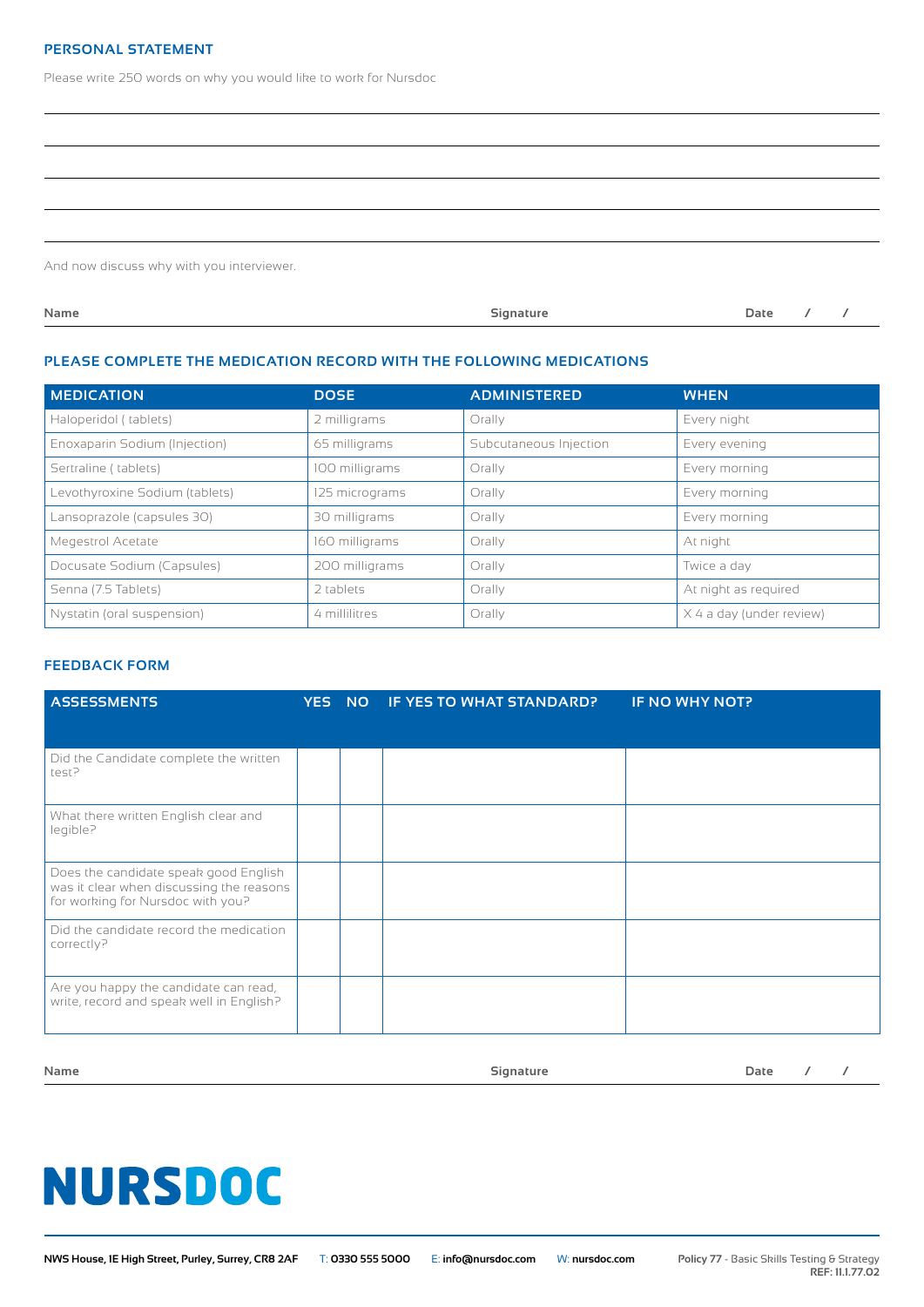## PERSONAL STATEMENT

Please write 250 words on why you would like to work for Nursdoc

And now discuss why with you interviewer.

**Name** **Signature** **Date / /**

## PLEASE COMPLETE THE MEDICATION RECORD WITH THE FOLLOWING MEDICATIONS

| MEDICATION | DOSE | ADMINISTERED | WHEN |
|---|---|---|---|
| Haloperidol ( tablets) | 2 milligrams | Orally | Every night |
| Enoxaparin Sodium (Injection) | 65 milligrams | Subcutaneous Injection | Every evening |
| Sertraline ( tablets) | 100 milligrams | Orally | Every morning |
| Levothyroxine Sodium (tablets) | 125 micrograms | Orally | Every morning |
| Lansoprazole (capsules 30) | 30 milligrams | Orally | Every morning |
| Megestrol Acetate | 160 milligrams | Orally | At night |
| Docusate Sodium (Capsules) | 200 milligrams | Orally | Twice a day |
| Senna (7.5 Tablets) | 2 tablets | Orally | At night as required |
| Nystatin (oral suspension) | 4 millilitres | Orally | X 4 a day (under review) |

## FEEDBACK FORM

| ASSESSMENTS | YES | NO | IF YES TO WHAT STANDARD? | IF NO WHY NOT? |
|---|---|---|---|---|
| Did the Candidate complete the written test? | | | | |
| What there written English clear and legible? | | | | |
| Does the candidate speak good English was it clear when discussing the reasons for working for Nursdoc with you? | | | | |
| Did the candidate record the medication correctly? | | | | |
| Are you happy the candidate can read, write, record and speak well in English? | | | | |

**Name** **Signature** **Date / /**

# NURSDOC

**NWS House, 1E High Street, Purley, Surrey, CR8 2AF** T: **0330 555 5000** E: **info@nursdoc.com** W: **nursdoc.com**

**Policy 77** - Basic Skills Testing & Strategy
**REF: 11.1.77.02**